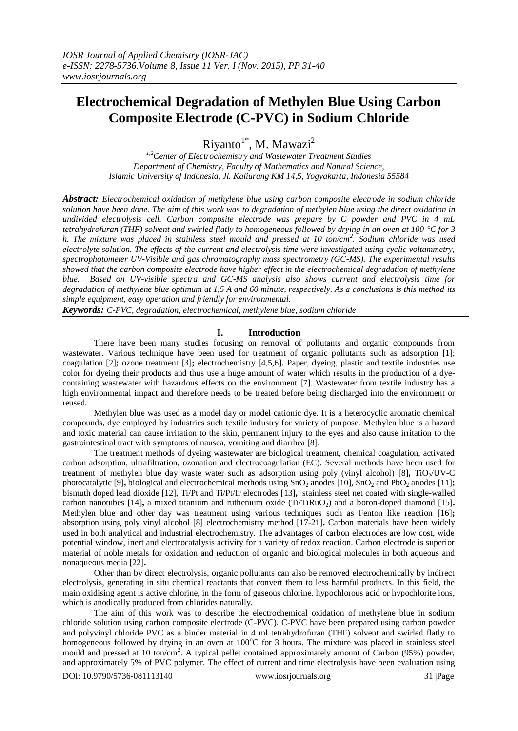# Electrochemical Degradation of Methylen Blue Using Carbon Composite Electrode (C-PVC) in Sodium Chloride

Riyanto[1*], M. Mawazi[2]

*[1,2]Center of Electrochemistry and Wastewater Treatment Studies*
*Department of Chemistry, Faculty of Mathematics and Natural Science,*
*Islamic University of Indonesia, Jl. Kaliurang KM 14,5, Yogyakarta, Indonesia 55584*

***Abstract:*** *Electrochemical oxidation of methylene blue using carbon composite electrode in sodium chloride solution have been done. The aim of this work was to degradation of methylen blue using the direct oxidation in undivided electrolysis cell. Carbon composite electrode was prepare by C powder and PVC in 4 mL tetrahydrofuran (THF) solvent and swirled flatly to homogeneous followed by drying in an oven at 100 °C for 3 h. The mixture was placed in stainless steel mould and pressed at 10 ton/cm$^2$. Sodium chloride was used electrolyte solution. The effects of the current and electrolysis time were investigated using cyclic voltammetry, spectrophotometer UV-Visible and gas chromatography mass spectrometry (GC-MS). The experimental results showed that the carbon composite electrode have higher effect in the electrochemical degradation of methylene blue. Based on UV-visible spectra and GC-MS analysis also shows current and electrolysis time for degradation of methylene blue optimum at 1,5 A and 60 minute, respectively. As a conclusions is this method its simple equipment, easy operation and friendly for environmental.*

***Keywords:*** *C-PVC, degradation, electrochemical, methylene blue, sodium chloride*

## I. Introduction

There have been many studies focusing on removal of pollutants and organic compounds from wastewater. Various technique have been used for treatment of organic pollutants such as adsorption [1]; coagulation [2]**;** ozone treatment [3]**;** electrochemistry [4,5,6]**.** Paper, dyeing, plastic and textile industries use color for dyeing their products and thus use a huge amount of water which results in the production of a dye-containing wastewater with hazardous effects on the environment [7]. Wastewater from textile industry has a high environmental impact and therefore needs to be treated before being discharged into the environment or reused.

Methylen blue was used as a model day or model cationic dye. It is a heterocyclic aromatic chemical compounds, dye employed by industries such textile industry for variety of purpose. Methylen blue is a hazard and toxic material can cause irritation to the skin, permanent injury to the eyes and also cause irritation to the gastrointestinal tract with symptoms of nausea, vomiting and diarrhea [8].

The treatment methods of dyeing wastewater are biological treatment, chemical coagulation, activated carbon adsorption, ultrafiltration, ozonation and electrocoagulation (EC). Several methods have been used for treatment of methylen blue day waste water such as adsorption using poly (vinyl alcohol) [8]**,** $TiO_2$/UV-C photocatalytic [9]**,** biological and electrochemical methods using $SnO_2$ anodes [10], $SnO_2$ and $PbO_2$ anodes [11]**;** bismuth doped lead dioxide [12], Ti/Pt and Ti/Pt/Ir electrodes [13]**,** stainless steel net coated with single-walled carbon nanotubes [14]**,** a mixed titanium and ruthenium oxide ($Ti/TiRuO_2$) and a boron-doped diamond [15]**.** Methylen blue and other day was treatment using various techniques such as Fenton like reaction [16]**;** absorption using poly vinyl alcohol [8] electrochemistry method [17-21]**.** Carbon materials have been widely used in both analytical and industrial electrochemistry. The advantages of carbon electrodes are low cost, wide potential window, inert and electrocatalysis activity for a variety of redox reaction. Carbon electrode is superior material of noble metals for oxidation and reduction of organic and biological molecules in both aqueous and nonaqueous media [22]**.**

Other than by direct electrolysis, organic pollutants can also be removed electrochemically by indirect electrolysis, generating in situ chemical reactants that convert them to less harmful products. In this field, the main oxidising agent is active chlorine, in the form of gaseous chlorine, hypochlorous acid or hypochlorite ions, which is anodically produced from chlorides naturally.

The aim of this work was to describe the electrochemical oxidation of methylene blue in sodium chloride solution using carbon composite electrode (C-PVC). C-PVC have been prepared using carbon powder and polyvinyl chloride PVC as a binder material in 4 ml tetrahydrofuran (THF) solvent and swirled flatly to homogeneous followed by drying in an oven at 100$^o$C for 3 hours. The mixture was placed in stainless steel mould and pressed at 10 ton/cm$^2$. A typical pellet contained approximately amount of Carbon (95%) powder, and approximately 5% of PVC polymer. The effect of current and time electrolysis have been evaluation using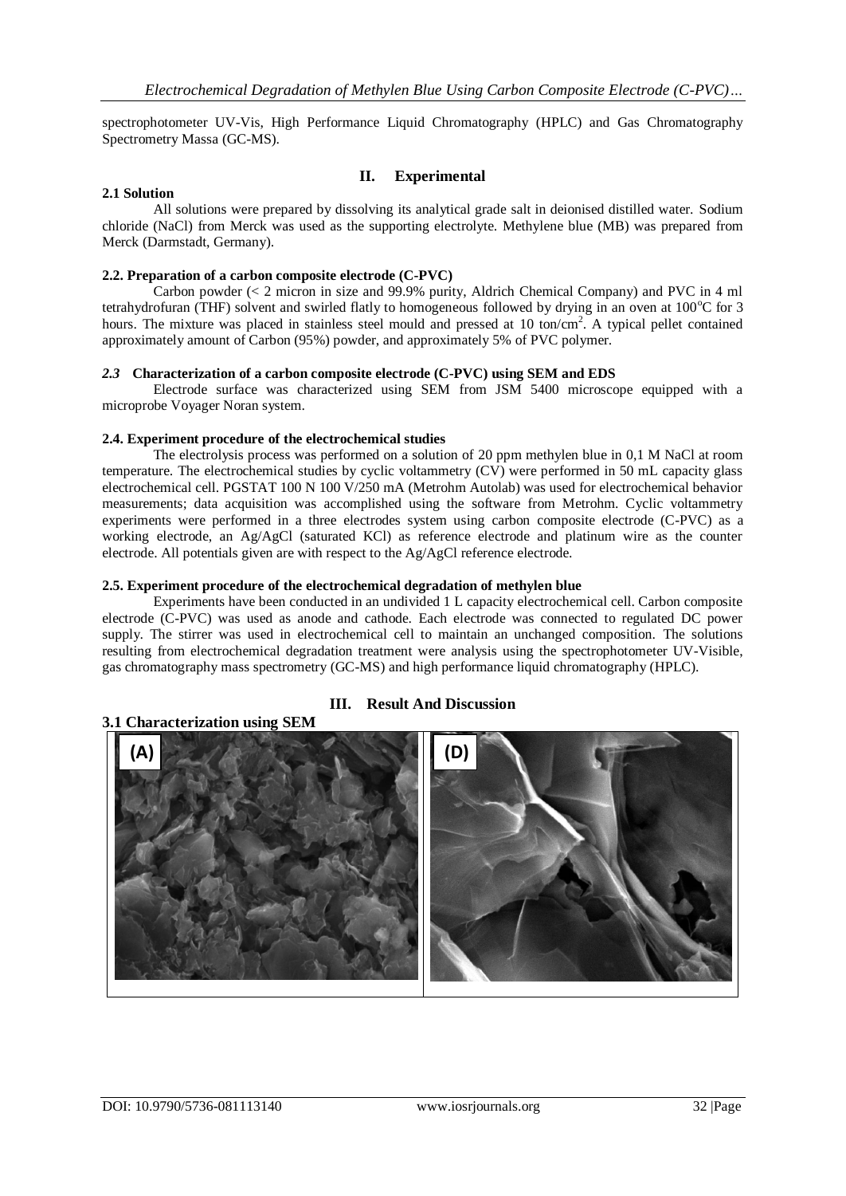spectrophotometer UV-Vis, High Performance Liquid Chromatography (HPLC) and Gas Chromatography Spectrometry Massa (GC-MS).

## II. Experimental

### 2.1 Solution

All solutions were prepared by dissolving its analytical grade salt in deionised distilled water. Sodium chloride (NaCl) from Merck was used as the supporting electrolyte. Methylene blue (MB) was prepared from Merck (Darmstadt, Germany).

### 2.2. Preparation of a carbon composite electrode (C-PVC)

Carbon powder (< 2 micron in size and 99.9% purity, Aldrich Chemical Company) and PVC in 4 ml tetrahydrofuran (THF) solvent and swirled flatly to homogeneous followed by drying in an oven at 100$^{o}$C for 3 hours. The mixture was placed in stainless steel mould and pressed at 10 ton/cm$^{2}$. A typical pellet contained approximately amount of Carbon (95%) powder, and approximately 5% of PVC polymer.

### *2.3* Characterization of a carbon composite electrode (C-PVC) using SEM and EDS

Electrode surface was characterized using SEM from JSM 5400 microscope equipped with a microprobe Voyager Noran system.

### 2.4. Experiment procedure of the electrochemical studies

The electrolysis process was performed on a solution of 20 ppm methylen blue in 0,1 M NaCl at room temperature. The electrochemical studies by cyclic voltammetry (CV) were performed in 50 mL capacity glass electrochemical cell. PGSTAT 100 N 100 V/250 mA (Metrohm Autolab) was used for electrochemical behavior measurements; data acquisition was accomplished using the software from Metrohm. Cyclic voltammetry experiments were performed in a three electrodes system using carbon composite electrode (C-PVC) as a working electrode, an Ag/AgCl (saturated KCl) as reference electrode and platinum wire as the counter electrode. All potentials given are with respect to the Ag/AgCl reference electrode.

### 2.5. Experiment procedure of the electrochemical degradation of methylen blue

Experiments have been conducted in an undivided 1 L capacity electrochemical cell. Carbon composite electrode (C-PVC) was used as anode and cathode. Each electrode was connected to regulated DC power supply. The stirrer was used in electrochemical cell to maintain an unchanged composition. The solutions resulting from electrochemical degradation treatment were analysis using the spectrophotometer UV-Visible, gas chromatography mass spectrometry (GC-MS) and high performance liquid chromatography (HPLC).

## III. Result And Discussion

### 3.1 Characterization using SEM

(A) (D)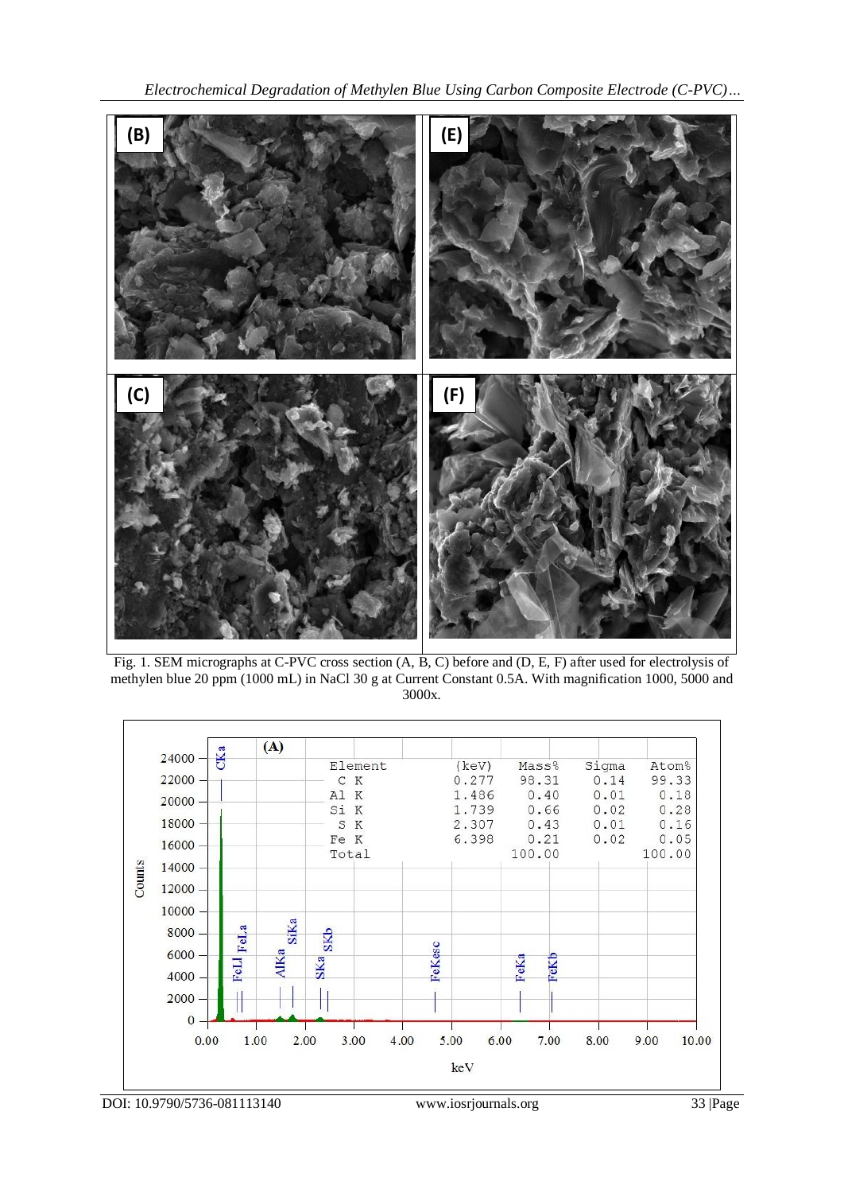Fig. 1. SEM micrographs at C-PVC cross section (A, B, C) before and (D, E, F) after used for electrolysis of methylen blue 20 ppm (1000 mL) in NaCl 30 g at Current Constant 0.5A. With magnification 1000, 5000 and 3000x.

(A)

| Element | (keV) | Mass% | Sigma | Atom% |
|---|---|---|---|---|
| C K | 0.277 | 98.31 | 0.14 | 99.33 |
| Al K | 1.486 | 0.40 | 0.01 | 0.18 |
| Si K | 1.739 | 0.66 | 0.02 | 0.28 |
| S K | 2.307 | 0.43 | 0.01 | 0.16 |
| Fe K | 6.398 | 0.21 | 0.02 | 0.05 |
| Total | | 100.00 | | 100.00 |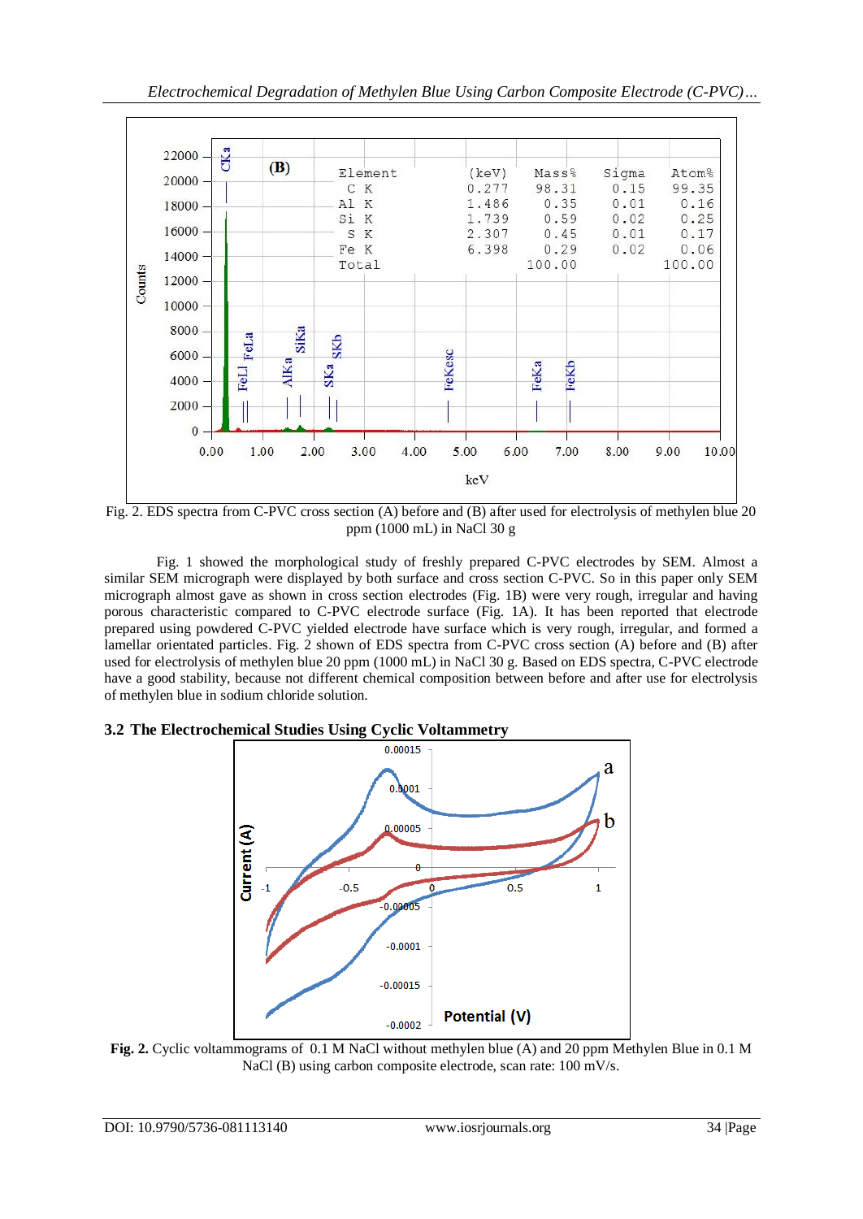Fig. 2. EDS spectra from C-PVC cross section (A) before and (B) after used for electrolysis of methylen blue 20 ppm (1000 mL) in NaCl 30 g

Fig. 1 showed the morphological study of freshly prepared C-PVC electrodes by SEM. Almost a similar SEM micrograph were displayed by both surface and cross section C-PVC. So in this paper only SEM micrograph almost gave as shown in cross section electrodes (Fig. 1B) were very rough, irregular and having porous characteristic compared to C-PVC electrode surface (Fig. 1A). It has been reported that electrode prepared using powdered C-PVC yielded electrode have surface which is very rough, irregular, and formed a lamellar orientated particles. Fig. 2 shown of EDS spectra from C-PVC cross section (A) before and (B) after used for electrolysis of methylen blue 20 ppm (1000 mL) in NaCl 30 g. Based on EDS spectra, C-PVC electrode have a good stability, because not different chemical composition between before and after use for electrolysis of methylen blue in sodium chloride solution.

### 3.2 The Electrochemical Studies Using Cyclic Voltammetry

**Fig. 2.** Cyclic voltammograms of 0.1 M NaCl without methylen blue (A) and 20 ppm Methylen Blue in 0.1 M NaCl (B) using carbon composite electrode, scan rate: 100 mV/s.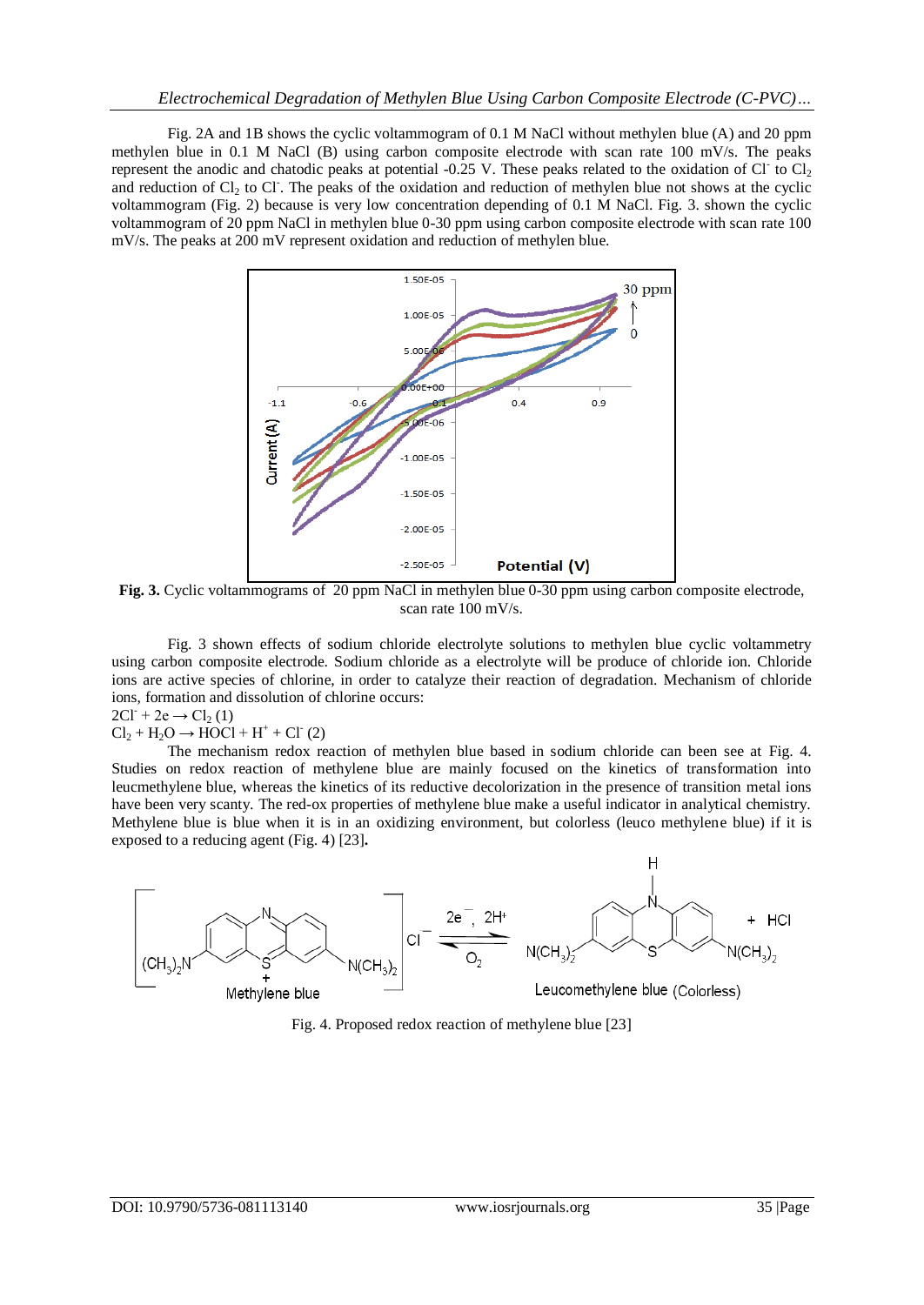Fig. 2A and 1B shows the cyclic voltammogram of 0.1 M NaCl without methylen blue (A) and 20 ppm methylen blue in 0.1 M NaCl (B) using carbon composite electrode with scan rate 100 mV/s. The peaks represent the anodic and chatodic peaks at potential -0.25 V. These peaks related to the oxidation of $Cl^-$ to $Cl_2$ and reduction of $Cl_2$ to $Cl^-$. The peaks of the oxidation and reduction of methylen blue not shows at the cyclic voltammogram (Fig. 2) because is very low concentration depending of 0.1 M NaCl. Fig. 3. shown the cyclic voltammogram of 20 ppm NaCl in methylen blue 0-30 ppm using carbon composite electrode with scan rate 100 mV/s. The peaks at 200 mV represent oxidation and reduction of methylen blue.

**Fig. 3.** Cyclic voltammograms of 20 ppm NaCl in methylen blue 0-30 ppm using carbon composite electrode, scan rate 100 mV/s.

Fig. 3 shown effects of sodium chloride electrolyte solutions to methylen blue cyclic voltammetry using carbon composite electrode. Sodium chloride as a electrolyte will be produce of chloride ion. Chloride ions are active species of chlorine, in order to catalyze their reaction of degradation. Mechanism of chloride ions, formation and dissolution of chlorine occurs:

$2Cl^- + 2e \rightarrow Cl_2$ (1)

$Cl_2 + H_2O \rightarrow HOCl + H^+ + Cl^-$ (2)

The mechanism redox reaction of methylen blue based in sodium chloride can been see at Fig. 4. Studies on redox reaction of methylene blue are mainly focused on the kinetics of transformation into leucmethylene blue, whereas the kinetics of its reductive decolorization in the presence of transition metal ions have been very scanty. The red-ox properties of methylene blue make a useful indicator in analytical chemistry. Methylene blue is blue when it is in an oxidizing environment, but colorless (leuco methylene blue) if it is exposed to a reducing agent (Fig. 4) [23].

Fig. 4. Proposed redox reaction of methylene blue [23]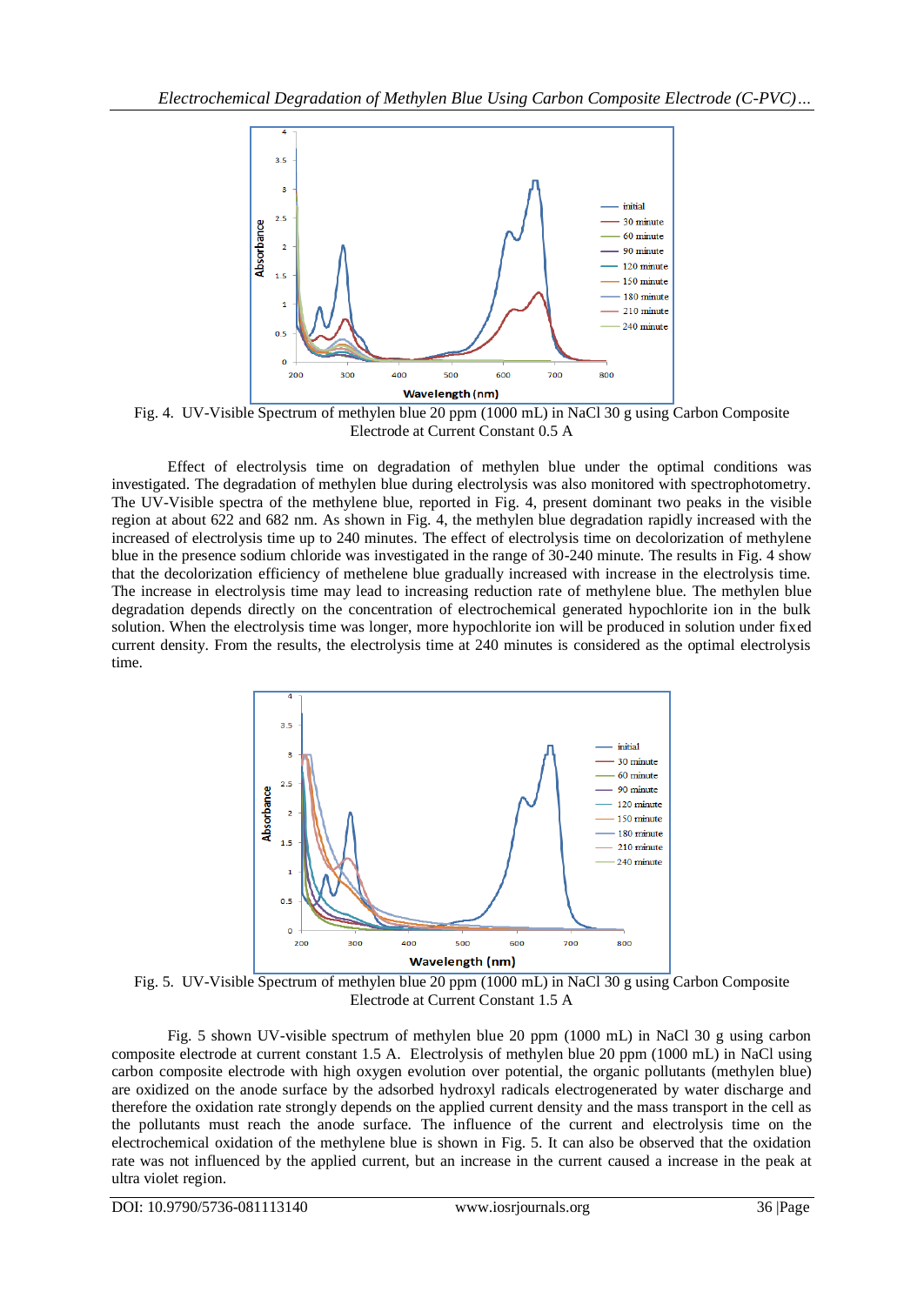Fig. 4. UV-Visible Spectrum of methylen blue 20 ppm (1000 mL) in NaCl 30 g using Carbon Composite Electrode at Current Constant 0.5 A

Effect of electrolysis time on degradation of methylen blue under the optimal conditions was investigated. The degradation of methylen blue during electrolysis was also monitored with spectrophotometry. The UV-Visible spectra of the methylene blue, reported in Fig. 4, present dominant two peaks in the visible region at about 622 and 682 nm. As shown in Fig. 4, the methylen blue degradation rapidly increased with the increased of electrolysis time up to 240 minutes. The effect of electrolysis time on decolorization of methylene blue in the presence sodium chloride was investigated in the range of 30-240 minute. The results in Fig. 4 show that the decolorization efficiency of methelene blue gradually increased with increase in the electrolysis time. The increase in electrolysis time may lead to increasing reduction rate of methylene blue. The methylen blue degradation depends directly on the concentration of electrochemical generated hypochlorite ion in the bulk solution. When the electrolysis time was longer, more hypochlorite ion will be produced in solution under fixed current density. From the results, the electrolysis time at 240 minutes is considered as the optimal electrolysis time.

Fig. 5. UV-Visible Spectrum of methylen blue 20 ppm (1000 mL) in NaCl 30 g using Carbon Composite Electrode at Current Constant 1.5 A

Fig. 5 shown UV-visible spectrum of methylen blue 20 ppm (1000 mL) in NaCl 30 g using carbon composite electrode at current constant 1.5 A. Electrolysis of methylen blue 20 ppm (1000 mL) in NaCl using carbon composite electrode with high oxygen evolution over potential, the organic pollutants (methylen blue) are oxidized on the anode surface by the adsorbed hydroxyl radicals electrogenerated by water discharge and therefore the oxidation rate strongly depends on the applied current density and the mass transport in the cell as the pollutants must reach the anode surface. The influence of the current and electrolysis time on the electrochemical oxidation of the methylene blue is shown in Fig. 5. It can also be observed that the oxidation rate was not influenced by the applied current, but an increase in the current caused a increase in the peak at ultra violet region.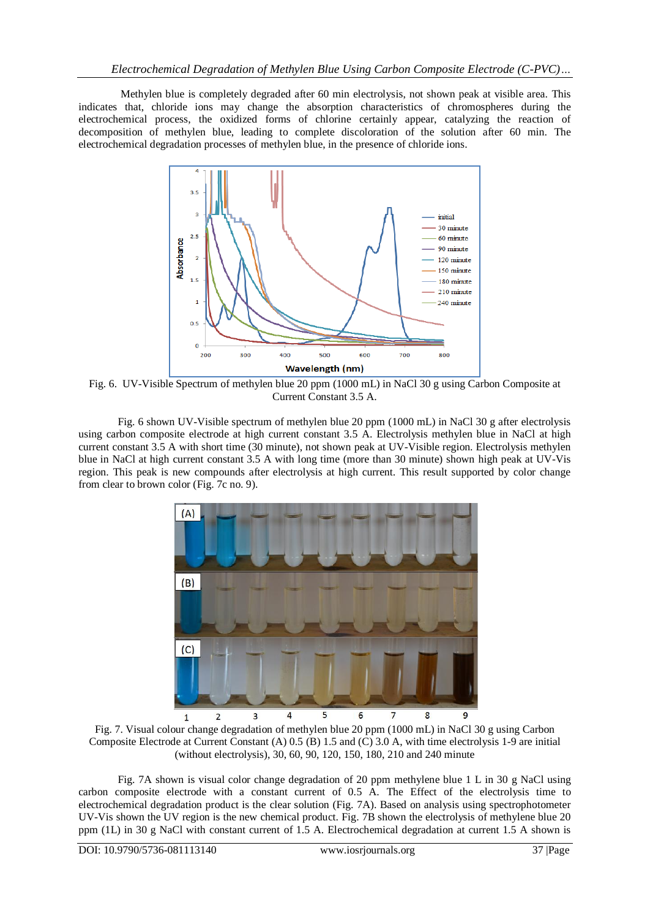Methylen blue is completely degraded after 60 min electrolysis, not shown peak at visible area. This indicates that, chloride ions may change the absorption characteristics of chromospheres during the electrochemical process, the oxidized forms of chlorine certainly appear, catalyzing the reaction of decomposition of methylen blue, leading to complete discoloration of the solution after 60 min. The electrochemical degradation processes of methylen blue, in the presence of chloride ions.

Fig. 6. UV-Visible Spectrum of methylen blue 20 ppm (1000 mL) in NaCl 30 g using Carbon Composite at Current Constant 3.5 A.

Fig. 6 shown UV-Visible spectrum of methylen blue 20 ppm (1000 mL) in NaCl 30 g after electrolysis using carbon composite electrode at high current constant 3.5 A. Electrolysis methylen blue in NaCl at high current constant 3.5 A with short time (30 minute), not shown peak at UV-Visible region. Electrolysis methylen blue in NaCl at high current constant 3.5 A with long time (more than 30 minute) shown high peak at UV-Vis region. This peak is new compounds after electrolysis at high current. This result supported by color change from clear to brown color (Fig. 7c no. 9).

Fig. 7. Visual colour change degradation of methylen blue 20 ppm (1000 mL) in NaCl 30 g using Carbon Composite Electrode at Current Constant (A) 0.5 (B) 1.5 and (C) 3.0 A, with time electrolysis 1-9 are initial (without electrolysis), 30, 60, 90, 120, 150, 180, 210 and 240 minute

Fig. 7A shown is visual color change degradation of 20 ppm methylene blue 1 L in 30 g NaCl using carbon composite electrode with a constant current of 0.5 A. The Effect of the electrolysis time to electrochemical degradation product is the clear solution (Fig. 7A). Based on analysis using spectrophotometer UV-Vis shown the UV region is the new chemical product. Fig. 7B shown the electrolysis of methylene blue 20 ppm (1L) in 30 g NaCl with constant current of 1.5 A. Electrochemical degradation at current 1.5 A shown is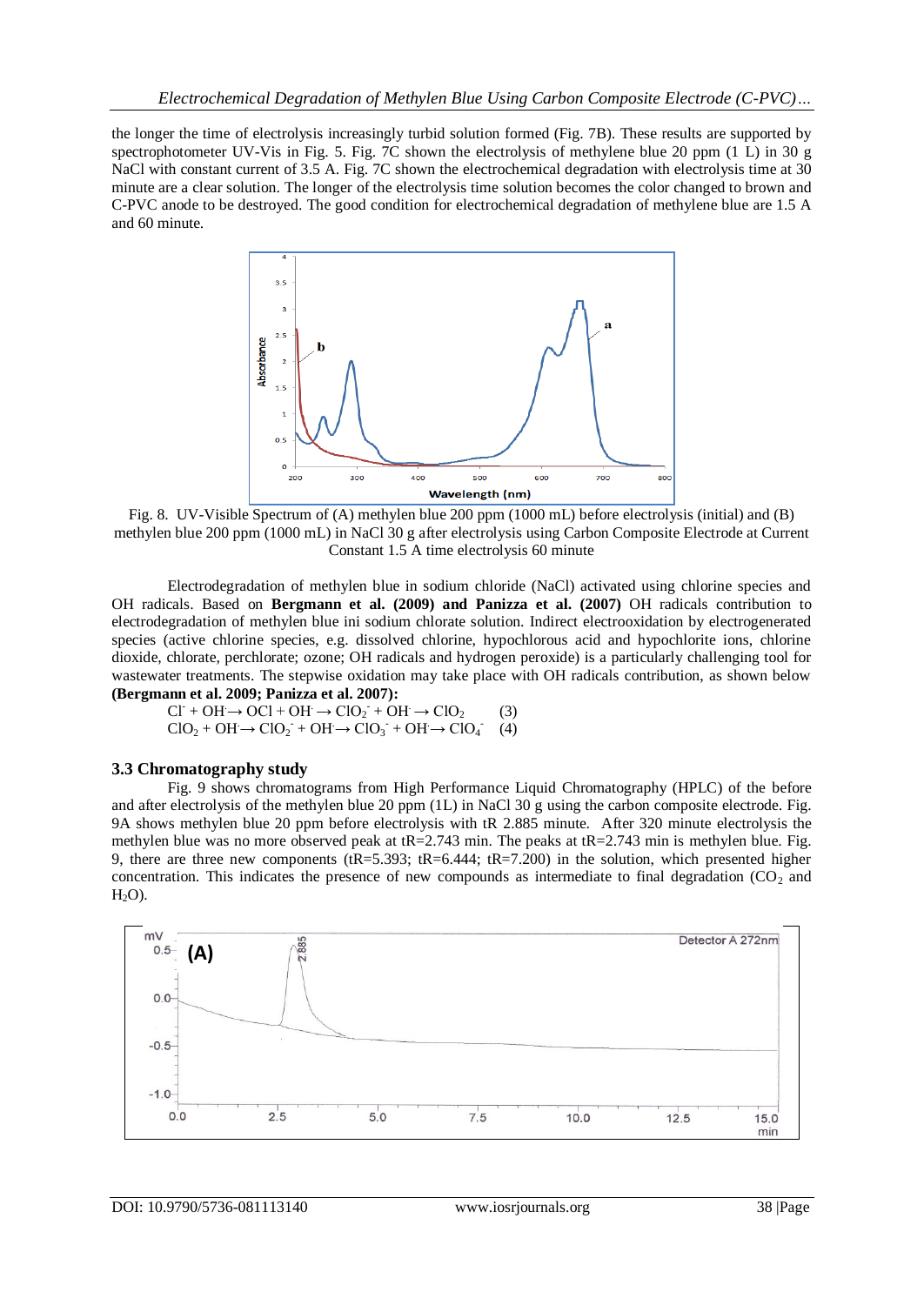the longer the time of electrolysis increasingly turbid solution formed (Fig. 7B). These results are supported by spectrophotometer UV-Vis in Fig. 5. Fig. 7C shown the electrolysis of methylene blue 20 ppm (1 L) in 30 g NaCl with constant current of 3.5 A. Fig. 7C shown the electrochemical degradation with electrolysis time at 30 minute are a clear solution. The longer of the electrolysis time solution becomes the color changed to brown and C-PVC anode to be destroyed. The good condition for electrochemical degradation of methylene blue are 1.5 A and 60 minute.

Fig. 8. UV-Visible Spectrum of (A) methylen blue 200 ppm (1000 mL) before electrolysis (initial) and (B) methylen blue 200 ppm (1000 mL) in NaCl 30 g after electrolysis using Carbon Composite Electrode at Current Constant 1.5 A time electrolysis 60 minute

Electrodegradation of methylen blue in sodium chloride (NaCl) activated using chlorine species and OH radicals. Based on **Bergmann et al. (2009) and Panizza et al. (2007)** OH radicals contribution to electrodegradation of methylen blue ini sodium chlorate solution. Indirect electrooxidation by electrogenerated species (active chlorine species, e.g. dissolved chlorine, hypochlorous acid and hypochlorite ions, chlorine dioxide, chlorate, perchlorate; ozone; OH radicals and hydrogen peroxide) is a particularly challenging tool for wastewater treatments. The stepwise oxidation may take place with OH radicals contribution, as shown below **(Bergmann et al. 2009; Panizza et al. 2007):**

$$Cl^- + OH^\cdot \rightarrow OCl + OH^\cdot \rightarrow ClO_2^- + OH^\cdot \rightarrow ClO_2 \quad (3)$$

$$ClO_2 + OH^\cdot \rightarrow ClO_2^- + OH^\cdot \rightarrow ClO_3^- + OH^\cdot \rightarrow ClO_4^- \quad (4)$$

### 3.3 Chromatography study

Fig. 9 shows chromatograms from High Performance Liquid Chromatography (HPLC) of the before and after electrolysis of the methylen blue 20 ppm (1L) in NaCl 30 g using the carbon composite electrode. Fig. 9A shows methylen blue 20 ppm before electrolysis with tR 2.885 minute. After 320 minute electrolysis the methylen blue was no more observed peak at tR=2.743 min. The peaks at tR=2.743 min is methylen blue. Fig. 9, there are three new components (tR=5.393; tR=6.444; tR=7.200) in the solution, which presented higher concentration. This indicates the presence of new compounds as intermediate to final degradation ($CO_2$ and $H_2O$).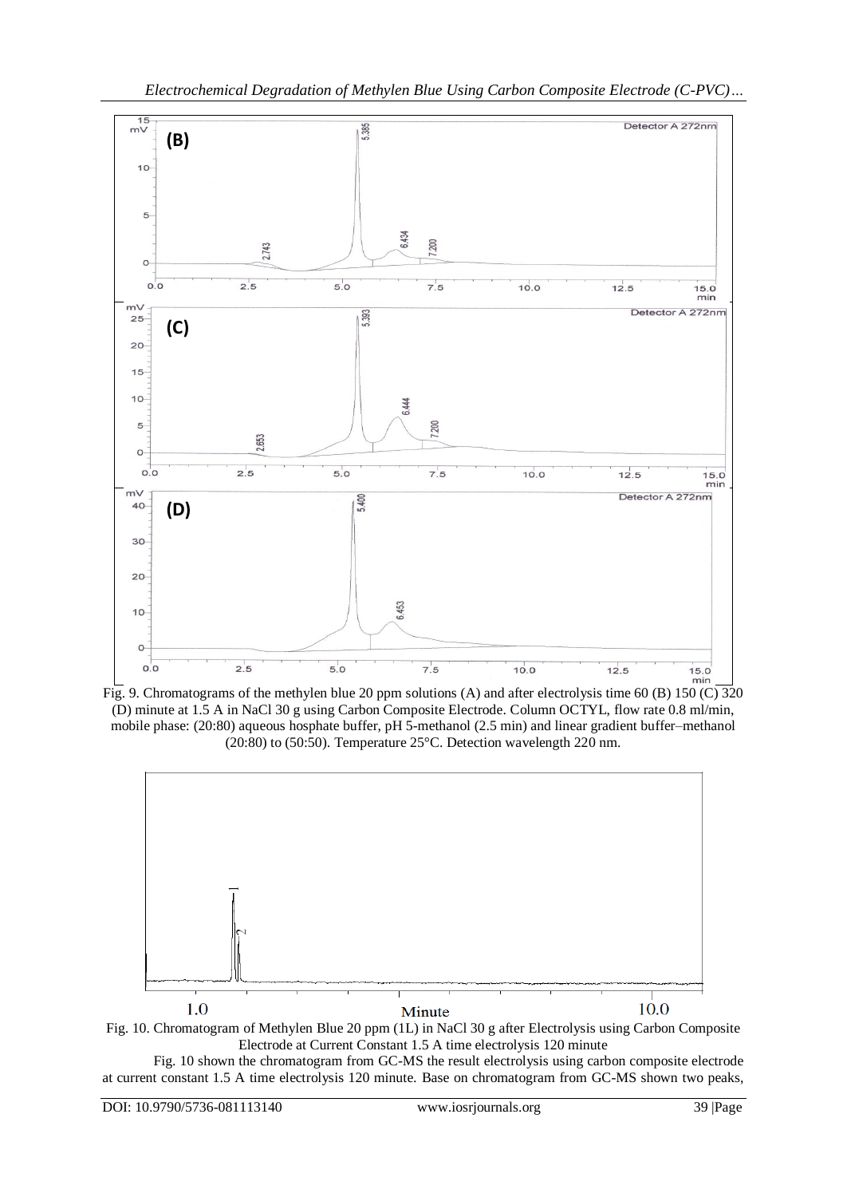Fig. 9. Chromatograms of the methylen blue 20 ppm solutions (A) and after electrolysis time 60 (B) 150 (C) 320 (D) minute at 1.5 A in NaCl 30 g using Carbon Composite Electrode. Column OCTYL, flow rate 0.8 ml/min, mobile phase: (20:80) aqueous hosphate buffer, pH 5-methanol (2.5 min) and linear gradient buffer–methanol (20:80) to (50:50). Temperature 25°C. Detection wavelength 220 nm.

Fig. 10. Chromatogram of Methylen Blue 20 ppm (1L) in NaCl 30 g after Electrolysis using Carbon Composite Electrode at Current Constant 1.5 A time electrolysis 120 minute

Fig. 10 shown the chromatogram from GC-MS the result electrolysis using carbon composite electrode at current constant 1.5 A time electrolysis 120 minute. Base on chromatogram from GC-MS shown two peaks,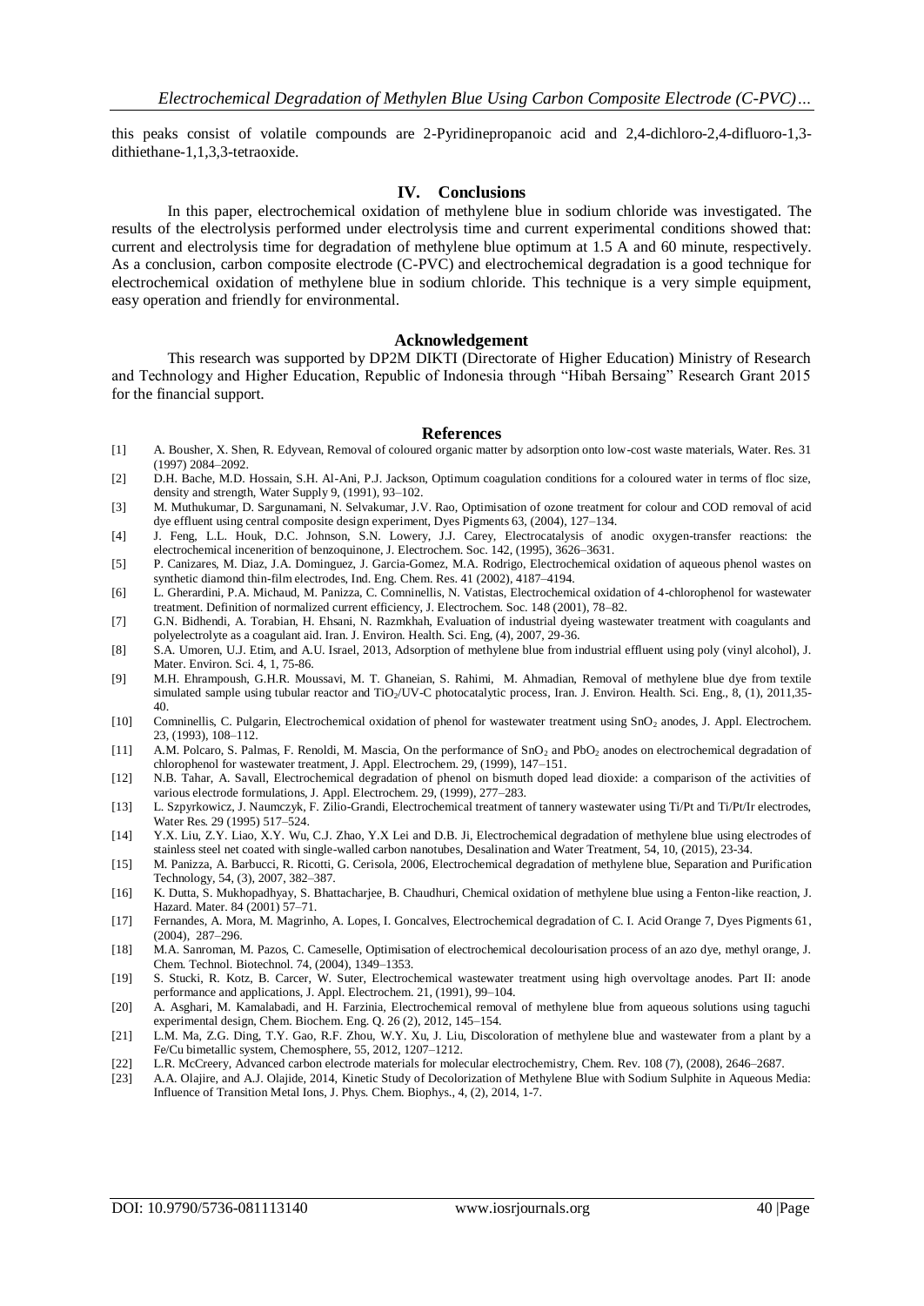this peaks consist of volatile compounds are 2-Pyridinepropanoic acid and 2,4-dichloro-2,4-difluoro-1,3-dithiethane-1,1,3,3-tetraoxide.

## IV. Conclusions

In this paper, electrochemical oxidation of methylene blue in sodium chloride was investigated. The results of the electrolysis performed under electrolysis time and current experimental conditions showed that: current and electrolysis time for degradation of methylene blue optimum at 1.5 A and 60 minute, respectively. As a conclusion, carbon composite electrode (C-PVC) and electrochemical degradation is a good technique for electrochemical oxidation of methylene blue in sodium chloride. This technique is a very simple equipment, easy operation and friendly for environmental.

## Acknowledgement

This research was supported by DP2M DIKTI (Directorate of Higher Education) Ministry of Research and Technology and Higher Education, Republic of Indonesia through "Hibah Bersaing" Research Grant 2015 for the financial support.

## References

[1] A. Bousher, X. Shen, R. Edyvean, Removal of coloured organic matter by adsorption onto low-cost waste materials, Water. Res. 31 (1997) 2084–2092.

[2] D.H. Bache, M.D. Hossain, S.H. Al-Ani, P.J. Jackson, Optimum coagulation conditions for a coloured water in terms of floc size, density and strength, Water Supply 9, (1991), 93–102.

[3] M. Muthukumar, D. Sargunamani, N. Selvakumar, J.V. Rao, Optimisation of ozone treatment for colour and COD removal of acid dye effluent using central composite design experiment, Dyes Pigments 63, (2004), 127–134.

[4] J. Feng, L.L. Houk, D.C. Johnson, S.N. Lowery, J.J. Carey, Electrocatalysis of anodic oxygen-transfer reactions: the electrochemical incenerition of benzoquinone, J. Electrochem. Soc. 142, (1995), 3626–3631.

[5] P. Canizares, M. Diaz, J.A. Dominguez, J. Garcia-Gomez, M.A. Rodrigo, Electrochemical oxidation of aqueous phenol wastes on synthetic diamond thin-film electrodes, Ind. Eng. Chem. Res. 41 (2002), 4187–4194.

[6] L. Gherardini, P.A. Michaud, M. Panizza, C. Comninellis, N. Vatistas, Electrochemical oxidation of 4-chlorophenol for wastewater treatment. Definition of normalized current efficiency, J. Electrochem. Soc. 148 (2001), 78–82.

[7] G.N. Bidhendi, A. Torabian, H. Ehsani, N. Razmkhah, Evaluation of industrial dyeing wastewater treatment with coagulants and polyelectrolyte as a coagulant aid. Iran. J. Environ. Health. Sci. Eng, (4), 2007, 29-36.

[8] S.A. Umoren, U.J. Etim, and A.U. Israel, 2013, Adsorption of methylene blue from industrial effluent using poly (vinyl alcohol), J. Mater. Environ. Sci. 4, 1, 75-86.

[9] M.H. Ehrampoush, G.H.R. Moussavi, M. T. Ghaneian, S. Rahimi, M. Ahmadian, Removal of methylene blue dye from textile simulated sample using tubular reactor and $TiO_2$/UV-C photocatalytic process, Iran. J. Environ. Health. Sci. Eng., 8, (1), 2011,35-40.

[10] Comninellis, C. Pulgarin, Electrochemical oxidation of phenol for wastewater treatment using $SnO_2$ anodes, J. Appl. Electrochem. 23, (1993), 108–112.

[11] A.M. Polcaro, S. Palmas, F. Renoldi, M. Mascia, On the performance of $SnO_2$ and $PbO_2$ anodes on electrochemical degradation of chlorophenol for wastewater treatment, J. Appl. Electrochem. 29, (1999), 147–151.

[12] N.B. Tahar, A. Savall, Electrochemical degradation of phenol on bismuth doped lead dioxide: a comparison of the activities of various electrode formulations, J. Appl. Electrochem. 29, (1999), 277–283.

[13] L. Szpyrkowicz, J. Naumczyk, F. Zilio-Grandi, Electrochemical treatment of tannery wastewater using Ti/Pt and Ti/Pt/Ir electrodes, Water Res. 29 (1995) 517–524.

[14] Y.X. Liu, Z.Y. Liao, X.Y. Wu, C.J. Zhao, Y.X Lei and D.B. Ji, Electrochemical degradation of methylene blue using electrodes of stainless steel net coated with single-walled carbon nanotubes, Desalination and Water Treatment, 54, 10, (2015), 23-34.

[15] M. Panizza, A. Barbucci, R. Ricotti, G. Cerisola, 2006, Electrochemical degradation of methylene blue, Separation and Purification Technology, 54, (3), 2007, 382–387.

[16] K. Dutta, S. Mukhopadhyay, S. Bhattacharjee, B. Chaudhuri, Chemical oxidation of methylene blue using a Fenton-like reaction, J. Hazard. Mater. 84 (2001) 57–71.

[17] Fernandes, A. Mora, M. Magrinho, A. Lopes, I. Goncalves, Electrochemical degradation of C. I. Acid Orange 7, Dyes Pigments 61, (2004), 287–296.

[18] M.A. Sanroman, M. Pazos, C. Cameselle, Optimisation of electrochemical decolourisation process of an azo dye, methyl orange, J. Chem. Technol. Biotechnol. 74, (2004), 1349–1353.

[19] S. Stucki, R. Kotz, B. Carcer, W. Suter, Electrochemical wastewater treatment using high overvoltage anodes. Part II: anode performance and applications, J. Appl. Electrochem. 21, (1991), 99–104.

[20] A. Asghari, M. Kamalabadi, and H. Farzinia, Electrochemical removal of methylene blue from aqueous solutions using taguchi experimental design, Chem. Biochem. Eng. Q. 26 (2), 2012, 145–154.

[21] L.M. Ma, Z.G. Ding, T.Y. Gao, R.F. Zhou, W.Y. Xu, J. Liu, Discoloration of methylene blue and wastewater from a plant by a Fe/Cu bimetallic system, Chemosphere, 55, 2012, 1207–1212.

[22] L.R. McCreery, Advanced carbon electrode materials for molecular electrochemistry, Chem. Rev. 108 (7), (2008), 2646–2687.

[23] A.A. Olajire, and A.J. Olajide, 2014, Kinetic Study of Decolorization of Methylene Blue with Sodium Sulphite in Aqueous Media: Influence of Transition Metal Ions, J. Phys. Chem. Biophys., 4, (2), 2014, 1-7.